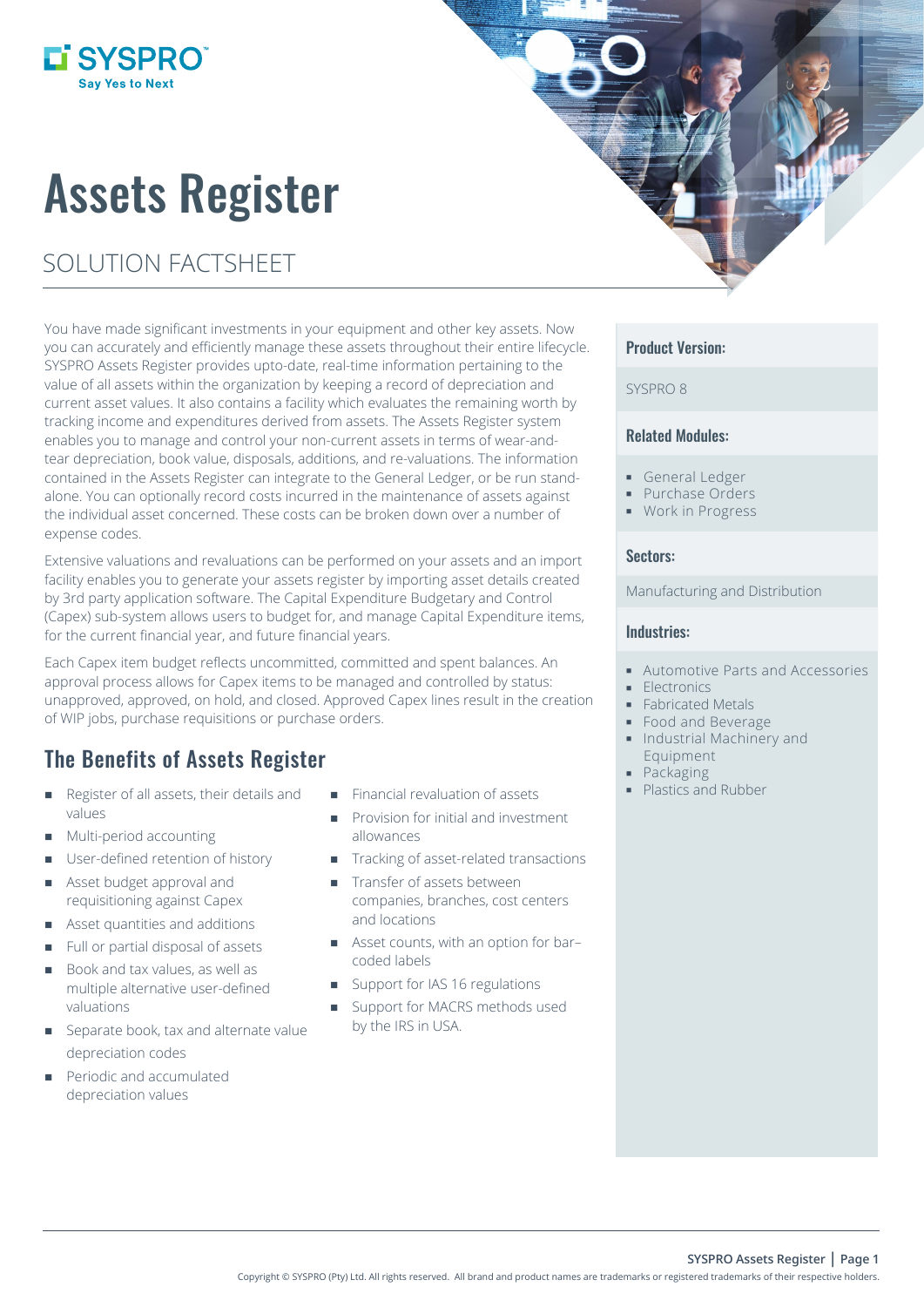SYSPRO
Say Yes to Next

# Assets Register

## SOLUTION FACTSHEET

You have made significant investments in your equipment and other key assets. Now you can accurately and efficiently manage these assets throughout their entire lifecycle. SYSPRO Assets Register provides upto-date, real-time information pertaining to the value of all assets within the organization by keeping a record of depreciation and current asset values. It also contains a facility which evaluates the remaining worth by tracking income and expenditures derived from assets. The Assets Register system enables you to manage and control your non-current assets in terms of wear-and-tear depreciation, book value, disposals, additions, and re-valuations. The information contained in the Assets Register can integrate to the General Ledger, or be run stand-alone. You can optionally record costs incurred in the maintenance of assets against the individual asset concerned. These costs can be broken down over a number of expense codes.

Extensive valuations and revaluations can be performed on your assets and an import facility enables you to generate your assets register by importing asset details created by 3rd party application software. The Capital Expenditure Budgetary and Control (Capex) sub-system allows users to budget for, and manage Capital Expenditure items, for the current financial year, and future financial years.

Each Capex item budget reflects uncommitted, committed and spent balances. An approval process allows for Capex items to be managed and controlled by status: unapproved, approved, on hold, and closed. Approved Capex lines result in the creation of WIP jobs, purchase requisitions or purchase orders.

## The Benefits of Assets Register

- Register of all assets, their details and values
- Multi-period accounting
- User-defined retention of history
- Asset budget approval and requisitioning against Capex
- Asset quantities and additions
- Full or partial disposal of assets
- Book and tax values, as well as multiple alternative user-defined valuations
- Separate book, tax and alternate value depreciation codes
- Periodic and accumulated depreciation values
- Financial revaluation of assets
- Provision for initial and investment allowances
- Tracking of asset-related transactions
- Transfer of assets between companies, branches, cost centers and locations
- Asset counts, with an option for bar–coded labels
- Support for IAS 16 regulations
- Support for MACRS methods used by the IRS in USA.

### Product Version:

SYSPRO 8

### Related Modules:

- General Ledger
- Purchase Orders
- Work in Progress

### Sectors:

Manufacturing and Distribution

### Industries:

- Automotive Parts and Accessories
- Electronics
- Fabricated Metals
- Food and Beverage
- Industrial Machinery and Equipment
- Packaging
- Plastics and Rubber

Copyright © SYSPRO (Pty) Ltd. All rights reserved. All brand and product names are trademarks or registered trademarks of their respective holders.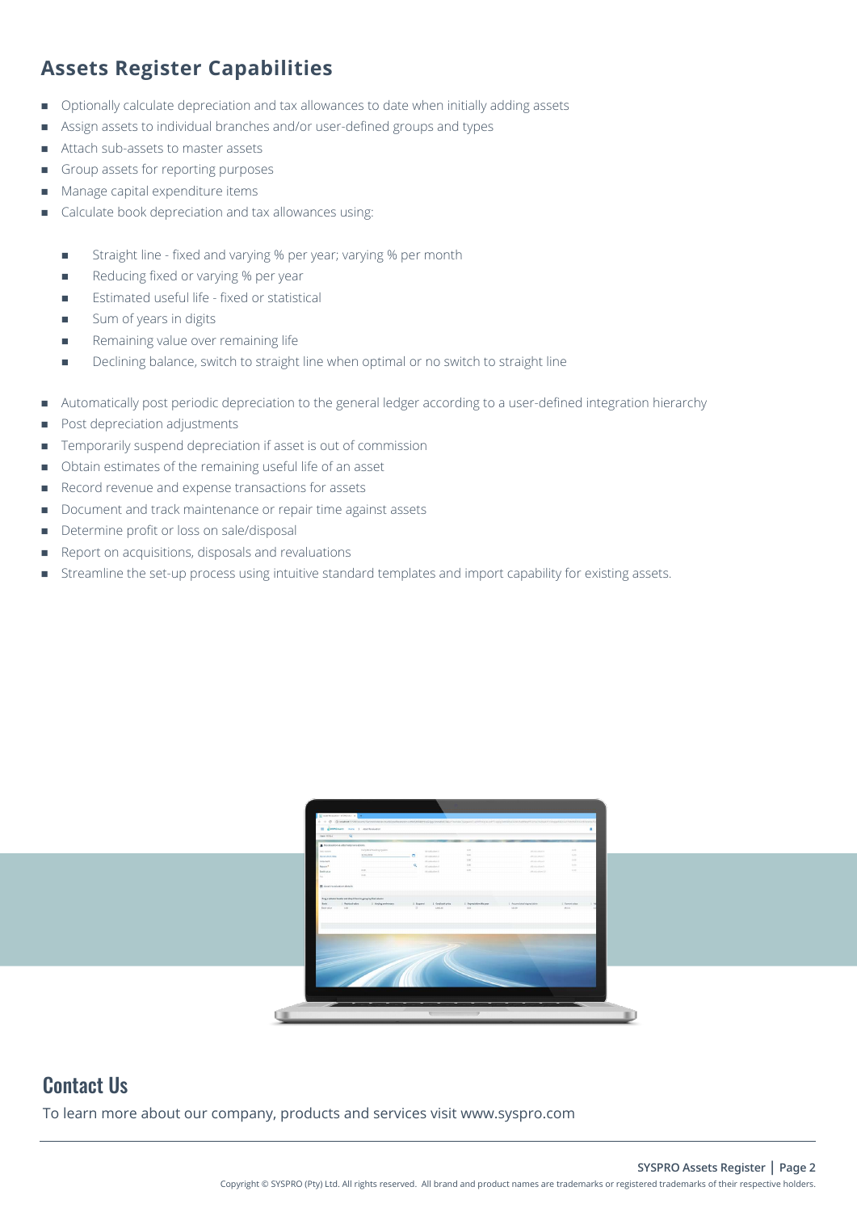## Assets Register Capabilities

- Optionally calculate depreciation and tax allowances to date when initially adding assets
- Assign assets to individual branches and/or user-defined groups and types
- Attach sub-assets to master assets
- Group assets for reporting purposes
- Manage capital expenditure items
- Calculate book depreciation and tax allowances using:
    - Straight line - fixed and varying % per year; varying % per month
    - Reducing fixed or varying % per year
    - Estimated useful life - fixed or statistical
    - Sum of years in digits
    - Remaining value over remaining life
    - Declining balance, switch to straight line when optimal or no switch to straight line
- Automatically post periodic depreciation to the general ledger according to a user-defined integration hierarchy
- Post depreciation adjustments
- Temporarily suspend depreciation if asset is out of commission
- Obtain estimates of the remaining useful life of an asset
- Record revenue and expense transactions for assets
- Document and track maintenance or repair time against assets
- Determine profit or loss on sale/disposal
- Report on acquisitions, disposals and revaluations
- Streamline the set-up process using intuitive standard templates and import capability for existing assets.

## Contact Us

To learn more about our company, products and services visit www.syspro.com

Copyright © SYSPRO (Pty) Ltd. All rights reserved. All brand and product names are trademarks or registered trademarks of their respective holders.